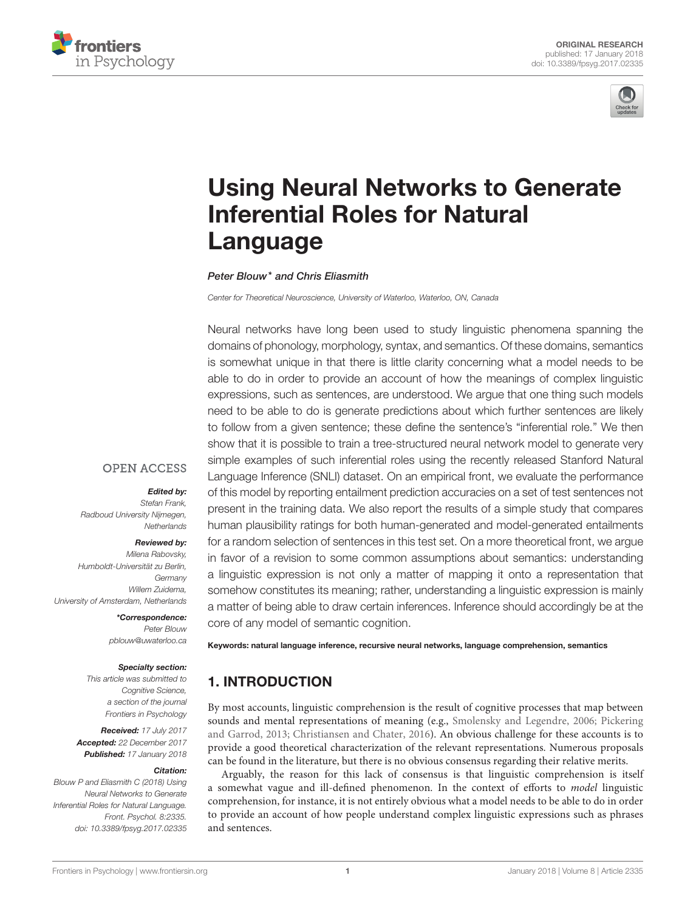ORIGINAL RESEARCH
published: 17 January 2018
doi: 10.3389/fpsyg.2017.02335

# Using Neural Networks to Generate Inferential Roles for Natural Language

*Peter Blouw\* and Chris Eliasmith*

*Center for Theoretical Neuroscience, University of Waterloo, Waterloo, ON, Canada*

OPEN ACCESS

***Edited by:***
*Stefan Frank, Radboud University Nijmegen, Netherlands*

***Reviewed by:***
*Milena Rabovsky, Humboldt-Universität zu Berlin, Germany*
*Willem Zuidema, University of Amsterdam, Netherlands*

***\*Correspondence:***
*Peter Blouw*
*pblouw@uwaterloo.ca*

***Specialty section:***
*This article was submitted to Cognitive Science, a section of the journal Frontiers in Psychology*

***Received:*** *17 July 2017*
***Accepted:*** *22 December 2017*
***Published:*** *17 January 2018*

***Citation:***
*Blouw P and Eliasmith C (2018) Using Neural Networks to Generate Inferential Roles for Natural Language. Front. Psychol. 8:2335. doi: 10.3389/fpsyg.2017.02335*

Neural networks have long been used to study linguistic phenomena spanning the domains of phonology, morphology, syntax, and semantics. Of these domains, semantics is somewhat unique in that there is little clarity concerning what a model needs to be able to do in order to provide an account of how the meanings of complex linguistic expressions, such as sentences, are understood. We argue that one thing such models need to be able to do is generate predictions about which further sentences are likely to follow from a given sentence; these define the sentence's "inferential role." We then show that it is possible to train a tree-structured neural network model to generate very simple examples of such inferential roles using the recently released Stanford Natural Language Inference (SNLI) dataset. On an empirical front, we evaluate the performance of this model by reporting entailment prediction accuracies on a set of test sentences not present in the training data. We also report the results of a simple study that compares human plausibility ratings for both human-generated and model-generated entailments for a random selection of sentences in this test set. On a more theoretical front, we argue in favor of a revision to some common assumptions about semantics: understanding a linguistic expression is not only a matter of mapping it onto a representation that somehow constitutes its meaning; rather, understanding a linguistic expression is mainly a matter of being able to draw certain inferences. Inference should accordingly be at the core of any model of semantic cognition.

**Keywords: natural language inference, recursive neural networks, language comprehension, semantics**

## 1. INTRODUCTION

By most accounts, linguistic comprehension is the result of cognitive processes that map between sounds and mental representations of meaning (e.g., Smolensky and Legendre, 2006; Pickering and Garrod, 2013; Christiansen and Chater, 2016). An obvious challenge for these accounts is to provide a good theoretical characterization of the relevant representations. Numerous proposals can be found in the literature, but there is no obvious consensus regarding their relative merits.

Arguably, the reason for this lack of consensus is that linguistic comprehension is itself a somewhat vague and ill-defined phenomenon. In the context of efforts to *model* linguistic comprehension, for instance, it is not entirely obvious what a model needs to be able to do in order to provide an account of how people understand complex linguistic expressions such as phrases and sentences.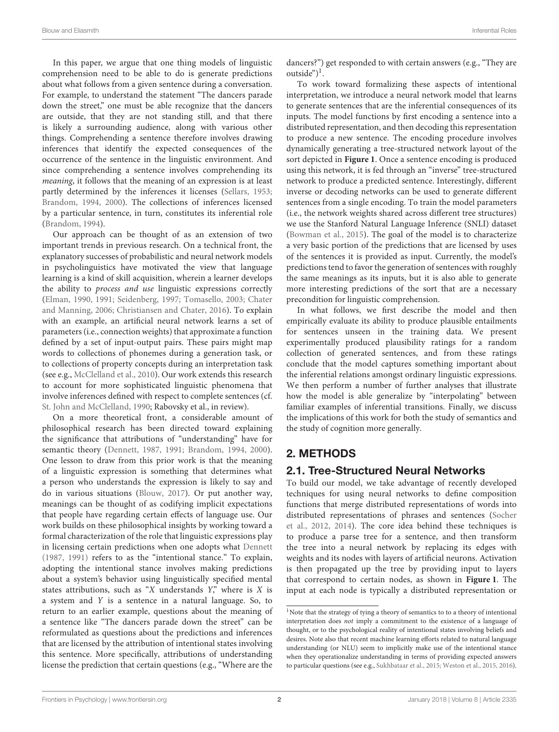In this paper, we argue that one thing models of linguistic comprehension need to be able to do is generate predictions about what follows from a given sentence during a conversation. For example, to understand the statement "The dancers parade down the street," one must be able recognize that the dancers are outside, that they are not standing still, and that there is likely a surrounding audience, along with various other things. Comprehending a sentence therefore involves drawing inferences that identify the expected consequences of the occurrence of the sentence in the linguistic environment. And since comprehending a sentence involves comprehending its *meaning*, it follows that the meaning of an expression is at least partly determined by the inferences it licenses (Sellars, 1953; Brandom, 1994, 2000). The collections of inferences licensed by a particular sentence, in turn, constitutes its inferential role (Brandom, 1994).

Our approach can be thought of as an extension of two important trends in previous research. On a technical front, the explanatory successes of probabilistic and neural network models in psycholinguistics have motivated the view that language learning is a kind of skill acquisition, wherein a learner develops the ability to *process and use* linguistic expressions correctly (Elman, 1990, 1991; Seidenberg, 1997; Tomasello, 2003; Chater and Manning, 2006; Christiansen and Chater, 2016). To explain with an example, an artificial neural network learns a set of parameters (i.e., connection weights) that approximate a function defined by a set of input-output pairs. These pairs might map words to collections of phonemes during a generation task, or to collections of property concepts during an interpretation task (see e.g., McClelland et al., 2010). Our work extends this research to account for more sophisticated linguistic phenomena that involve inferences defined with respect to complete sentences (cf. St. John and McClelland, 1990; Rabovsky et al., in review).

On a more theoretical front, a considerable amount of philosophical research has been directed toward explaining the significance that attributions of "understanding" have for semantic theory (Dennett, 1987, 1991; Brandom, 1994, 2000). One lesson to draw from this prior work is that the meaning of a linguistic expression is something that determines what a person who understands the expression is likely to say and do in various situations (Blouw, 2017). Or put another way, meanings can be thought of as codifying implicit expectations that people have regarding certain effects of language use. Our work builds on these philosophical insights by working toward a formal characterization of the role that linguistic expressions play in licensing certain predictions when one adopts what Dennett (1987, 1991) refers to as the "intentional stance." To explain, adopting the intentional stance involves making predictions about a system's behavior using linguistically specified mental states attributions, such as "*X* understands *Y*," where is *X* is a system and *Y* is a sentence in a natural language. So, to return to an earlier example, questions about the meaning of a sentence like "The dancers parade down the street" can be reformulated as questions about the predictions and inferences that are licensed by the attribution of intentional states involving this sentence. More specifically, attributions of understanding license the prediction that certain questions (e.g., "Where are the dancers?") get responded to with certain answers (e.g., "They are outside")[1].

To work toward formalizing these aspects of intentional interpretation, we introduce a neural network model that learns to generate sentences that are the inferential consequences of its inputs. The model functions by first encoding a sentence into a distributed representation, and then decoding this representation to produce a new sentence. The encoding procedure involves dynamically generating a tree-structured network layout of the sort depicted in **Figure 1**. Once a sentence encoding is produced using this network, it is fed through an "inverse" tree-structured network to produce a predicted sentence. Interestingly, different inverse or decoding networks can be used to generate different sentences from a single encoding. To train the model parameters (i.e., the network weights shared across different tree structures) we use the Stanford Natural Language Inference (SNLI) dataset (Bowman et al., 2015). The goal of the model is to characterize a very basic portion of the predictions that are licensed by uses of the sentences it is provided as input. Currently, the model's predictions tend to favor the generation of sentences with roughly the same meanings as its inputs, but it is also able to generate more interesting predictions of the sort that are a necessary precondition for linguistic comprehension.

In what follows, we first describe the model and then empirically evaluate its ability to produce plausible entailments for sentences unseen in the training data. We present experimentally produced plausibility ratings for a random collection of generated sentences, and from these ratings conclude that the model captures something important about the inferential relations amongst ordinary linguistic expressions. We then perform a number of further analyses that illustrate how the model is able generalize by "interpolating" between familiar examples of inferential transitions. Finally, we discuss the implications of this work for both the study of semantics and the study of cognition more generally.

## 2. METHODS

### 2.1. Tree-Structured Neural Networks

To build our model, we take advantage of recently developed techniques for using neural networks to define composition functions that merge distributed representations of words into distributed representations of phrases and sentences (Socher et al., 2012, 2014). The core idea behind these techniques is to produce a parse tree for a sentence, and then transform the tree into a neural network by replacing its edges with weights and its nodes with layers of artificial neurons. Activation is then propagated up the tree by providing input to layers that correspond to certain nodes, as shown in **Figure 1**. The input at each node is typically a distributed representation or

[1] Note that the strategy of tying a theory of semantics to to a theory of intentional interpretation does *not* imply a commitment to the existence of a language of thought, or to the psychological reality of intentional states involving beliefs and desires. Note also that recent machine learning efforts related to natural language understanding (or NLU) seem to implicitly make use of the intentional stance when they operationalize understanding in terms of providing expected answers to particular questions (see e.g., Sukhbataar et al., 2015; Weston et al., 2015, 2016).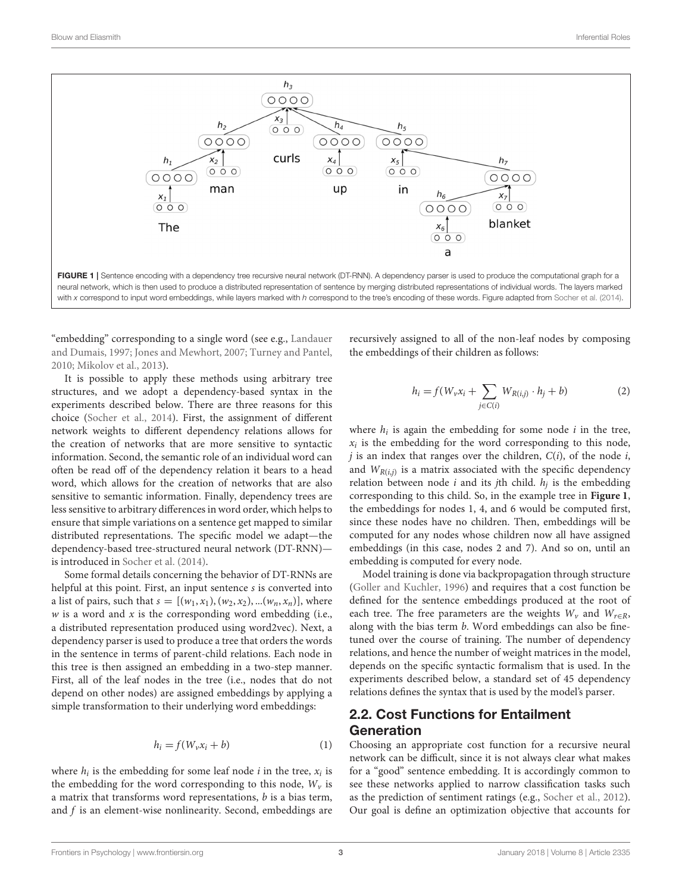FIGURE 1 | Sentence encoding with a dependency tree recursive neural network (DT-RNN). A dependency parser is used to produce the computational graph for a neural network, which is then used to produce a distributed representation of sentence by merging distributed representations of individual words. The layers marked with $x$ correspond to input word embeddings, while layers marked with $h$ correspond to the tree's encoding of these words. Figure adapted from Socher et al. (2014).

"embedding" corresponding to a single word (see e.g., Landauer and Dumais, 1997; Jones and Mewhort, 2007; Turney and Pantel, 2010; Mikolov et al., 2013).

It is possible to apply these methods using arbitrary tree structures, and we adopt a dependency-based syntax in the experiments described below. There are three reasons for this choice (Socher et al., 2014). First, the assignment of different network weights to different dependency relations allows for the creation of networks that are more sensitive to syntactic information. Second, the semantic role of an individual word can often be read off of the dependency relation it bears to a head word, which allows for the creation of networks that are also sensitive to semantic information. Finally, dependency trees are less sensitive to arbitrary differences in word order, which helps to ensure that simple variations on a sentence get mapped to similar distributed representations. The specific model we adapt—the dependency-based tree-structured neural network (DT-RNN)—is introduced in Socher et al. (2014).

Some formal details concerning the behavior of DT-RNNs are helpful at this point. First, an input sentence $s$ is converted into a list of pairs, such that $s = [(w_1, x_1), (w_2, x_2), ...(w_n, x_n)]$, where $w$ is a word and $x$ is the corresponding word embedding (i.e., a distributed representation produced using word2vec). Next, a dependency parser is used to produce a tree that orders the words in the sentence in terms of parent-child relations. Each node in this tree is then assigned an embedding in a two-step manner. First, all of the leaf nodes in the tree (i.e., nodes that do not depend on other nodes) are assigned embeddings by applying a simple transformation to their underlying word embeddings:

$$h_i = f(W_v x_i + b) \tag{1}$$

where $h_i$ is the embedding for some leaf node $i$ in the tree, $x_i$ is the embedding for the word corresponding to this node, $W_v$ is a matrix that transforms word representations, $b$ is a bias term, and $f$ is an element-wise nonlinearity. Second, embeddings are recursively assigned to all of the non-leaf nodes by composing the embeddings of their children as follows:

$$h_i = f(W_v x_i + \sum_{j \in C(i)} W_{R(i,j)} \cdot h_j + b) \tag{2}$$

where $h_i$ is again the embedding for some node $i$ in the tree, $x_i$ is the embedding for the word corresponding to this node, $j$ is an index that ranges over the children, $C(i)$, of the node $i$, and $W_{R(i,j)}$ is a matrix associated with the specific dependency relation between node $i$ and its $j$th child. $h_j$ is the embedding corresponding to this child. So, in the example tree in **Figure 1**, the embeddings for nodes 1, 4, and 6 would be computed first, since these nodes have no children. Then, embeddings will be computed for any nodes whose children now all have assigned embeddings (in this case, nodes 2 and 7). And so on, until an embedding is computed for every node.

Model training is done via backpropagation through structure (Goller and Kuchler, 1996) and requires that a cost function be defined for the sentence embeddings produced at the root of each tree. The free parameters are the weights $W_v$ and $W_{r \in R}$, along with the bias term $b$. Word embeddings can also be fine-tuned over the course of training. The number of dependency relations, and hence the number of weight matrices in the model, depends on the specific syntactic formalism that is used. In the experiments described below, a standard set of 45 dependency relations defines the syntax that is used by the model's parser.

## 2.2. Cost Functions for Entailment Generation

Choosing an appropriate cost function for a recursive neural network can be difficult, since it is not always clear what makes for a "good" sentence embedding. It is accordingly common to see these networks applied to narrow classification tasks such as the prediction of sentiment ratings (e.g., Socher et al., 2012). Our goal is define an optimization objective that accounts for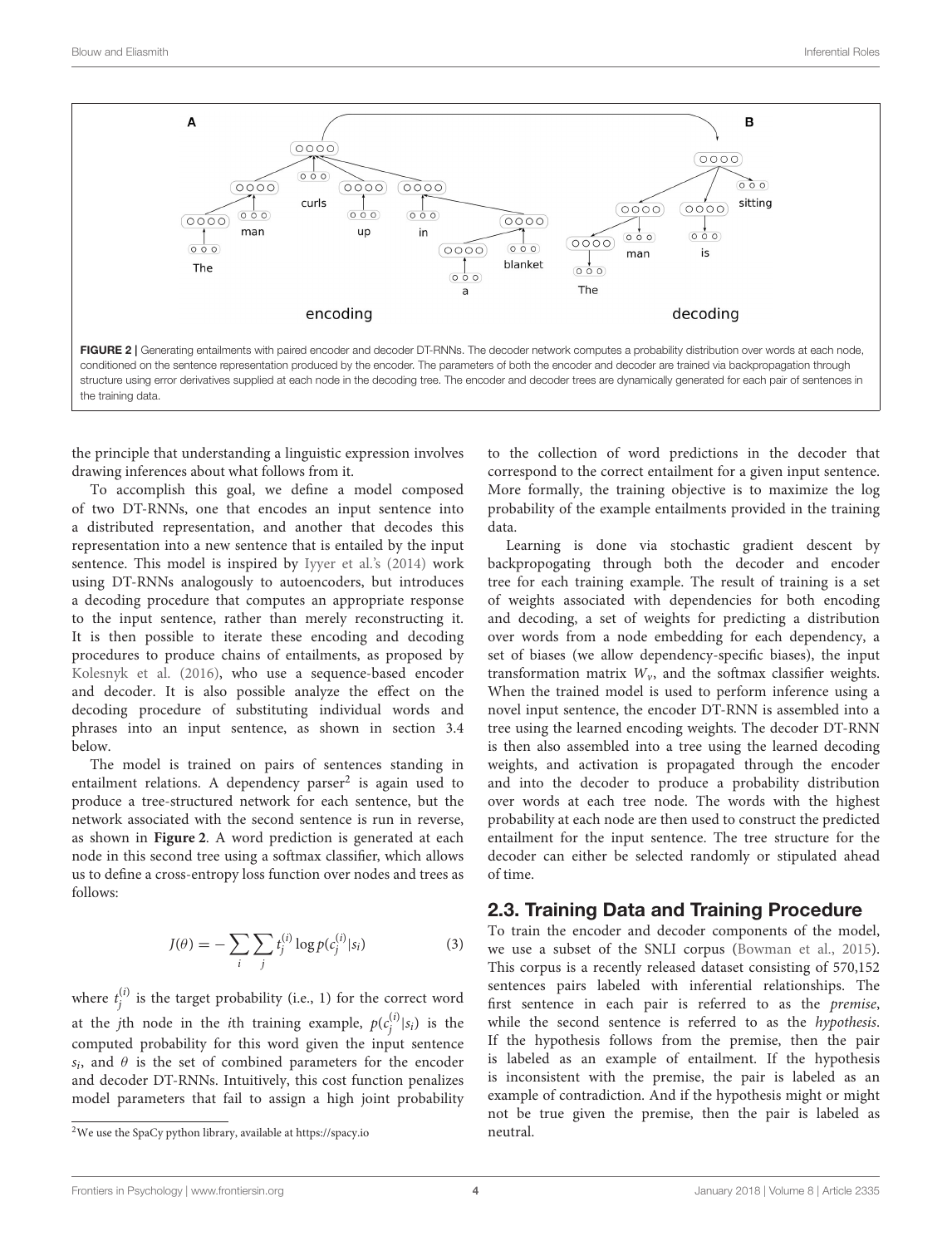**FIGURE 2** | Generating entailments with paired encoder and decoder DT-RNNs. The decoder network computes a probability distribution over words at each node, conditioned on the sentence representation produced by the encoder. The parameters of both the encoder and decoder are trained via backpropagation through structure using error derivatives supplied at each node in the decoding tree. The encoder and decoder trees are dynamically generated for each pair of sentences in the training data.

the principle that understanding a linguistic expression involves drawing inferences about what follows from it.

To accomplish this goal, we define a model composed of two DT-RNNs, one that encodes an input sentence into a distributed representation, and another that decodes this representation into a new sentence that is entailed by the input sentence. This model is inspired by Iyyer et al.'s (2014) work using DT-RNNs analogously to autoencoders, but introduces a decoding procedure that computes an appropriate response to the input sentence, rather than merely reconstructing it. It is then possible to iterate these encoding and decoding procedures to produce chains of entailments, as proposed by Kolesnyk et al. (2016), who use a sequence-based encoder and decoder. It is also possible analyze the effect on the decoding procedure of substituting individual words and phrases into an input sentence, as shown in section 3.4 below.

The model is trained on pairs of sentences standing in entailment relations. A dependency parser[2] is again used to produce a tree-structured network for each sentence, but the network associated with the second sentence is run in reverse, as shown in **Figure 2**. A word prediction is generated at each node in this second tree using a softmax classifier, which allows us to define a cross-entropy loss function over nodes and trees as follows:

$$J(\theta) = -\sum_{i}\sum_{j} t_j^{(i)} \log p(c_j^{(i)}|s_i) \tag{3}$$

where $t_j^{(i)}$ is the target probability (i.e., 1) for the correct word at the $j$th node in the $i$th training example, $p(c_j^{(i)}|s_i)$ is the computed probability for this word given the input sentence $s_i$, and $\theta$ is the set of combined parameters for the encoder and decoder DT-RNNs. Intuitively, this cost function penalizes model parameters that fail to assign a high joint probability to the collection of word predictions in the decoder that correspond to the correct entailment for a given input sentence. More formally, the training objective is to maximize the log probability of the example entailments provided in the training data.

Learning is done via stochastic gradient descent by backpropogating through both the decoder and encoder tree for each training example. The result of training is a set of weights associated with dependencies for both encoding and decoding, a set of weights for predicting a distribution over words from a node embedding for each dependency, a set of biases (we allow dependency-specific biases), the input transformation matrix $W_v$, and the softmax classifier weights. When the trained model is used to perform inference using a novel input sentence, the encoder DT-RNN is assembled into a tree using the learned encoding weights. The decoder DT-RNN is then also assembled into a tree using the learned decoding weights, and activation is propagated through the encoder and into the decoder to produce a probability distribution over words at each tree node. The words with the highest probability at each node are then used to construct the predicted entailment for the input sentence. The tree structure for the decoder can either be selected randomly or stipulated ahead of time.

## 2.3. Training Data and Training Procedure

To train the encoder and decoder components of the model, we use a subset of the SNLI corpus (Bowman et al., 2015). This corpus is a recently released dataset consisting of 570,152 sentences pairs labeled with inferential relationships. The first sentence in each pair is referred to as the *premise*, while the second sentence is referred to as the *hypothesis*. If the hypothesis follows from the premise, then the pair is labeled as an example of entailment. If the hypothesis is inconsistent with the premise, the pair is labeled as an example of contradiction. And if the hypothesis might or might not be true given the premise, then the pair is labeled as neutral.

[2] We use the SpaCy python library, available at https://spacy.io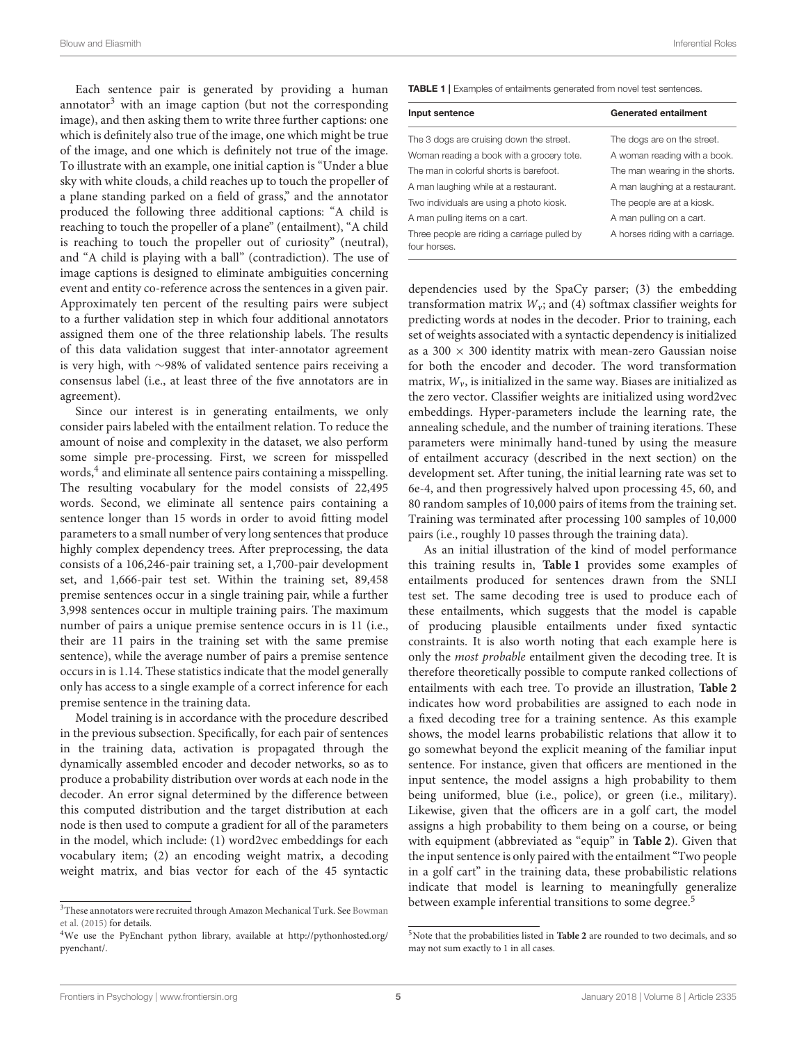Each sentence pair is generated by providing a human annotator[3] with an image caption (but not the corresponding image), and then asking them to write three further captions: one which is definitely also true of the image, one which might be true of the image, and one which is definitely not true of the image. To illustrate with an example, one initial caption is "Under a blue sky with white clouds, a child reaches up to touch the propeller of a plane standing parked on a field of grass," and the annotator produced the following three additional captions: "A child is reaching to touch the propeller of a plane" (entailment), "A child is reaching to touch the propeller out of curiosity" (neutral), and "A child is playing with a ball" (contradiction). The use of image captions is designed to eliminate ambiguities concerning event and entity co-reference across the sentences in a given pair. Approximately ten percent of the resulting pairs were subject to a further validation step in which four additional annotators assigned them one of the three relationship labels. The results of this data validation suggest that inter-annotator agreement is very high, with ~98% of validated sentence pairs receiving a consensus label (i.e., at least three of the five annotators are in agreement).

Since our interest is in generating entailments, we only consider pairs labeled with the entailment relation. To reduce the amount of noise and complexity in the dataset, we also perform some simple pre-processing. First, we screen for misspelled words,[4] and eliminate all sentence pairs containing a misspelling. The resulting vocabulary for the model consists of 22,495 words. Second, we eliminate all sentence pairs containing a sentence longer than 15 words in order to avoid fitting model parameters to a small number of very long sentences that produce highly complex dependency trees. After preprocessing, the data consists of a 106,246-pair training set, a 1,700-pair development set, and 1,666-pair test set. Within the training set, 89,458 premise sentences occur in a single training pair, while a further 3,998 sentences occur in multiple training pairs. The maximum number of pairs a unique premise sentence occurs in is 11 (i.e., their are 11 pairs in the training set with the same premise sentence), while the average number of pairs a premise sentence occurs in is 1.14. These statistics indicate that the model generally only has access to a single example of a correct inference for each premise sentence in the training data.

Model training is in accordance with the procedure described in the previous subsection. Specifically, for each pair of sentences in the training data, activation is propagated through the dynamically assembled encoder and decoder networks, so as to produce a probability distribution over words at each node in the decoder. An error signal determined by the difference between this computed distribution and the target distribution at each node is then used to compute a gradient for all of the parameters in the model, which include: (1) word2vec embeddings for each vocabulary item; (2) an encoding weight matrix, a decoding weight matrix, and bias vector for each of the 45 syntactic dependencies used by the SpaCy parser; (3) the embedding transformation matrix $W_v$; and (4) softmax classifier weights for predicting words at nodes in the decoder. Prior to training, each set of weights associated with a syntactic dependency is initialized as a 300 × 300 identity matrix with mean-zero Gaussian noise for both the encoder and decoder. The word transformation matrix, $W_v$, is initialized in the same way. Biases are initialized as the zero vector. Classifier weights are initialized using word2vec embeddings. Hyper-parameters include the learning rate, the annealing schedule, and the number of training iterations. These parameters were minimally hand-tuned by using the measure of entailment accuracy (described in the next section) on the development set. After tuning, the initial learning rate was set to 6e-4, and then progressively halved upon processing 45, 60, and 80 random samples of 10,000 pairs of items from the training set. Training was terminated after processing 100 samples of 10,000 pairs (i.e., roughly 10 passes through the training data).

**TABLE 1** | Examples of entailments generated from novel test sentences.

| Input sentence | Generated entailment |
|---|---|
| The 3 dogs are cruising down the street. | The dogs are on the street. |
| Woman reading a book with a grocery tote. | A woman reading with a book. |
| The man in colorful shorts is barefoot. | The man wearing in the shorts. |
| A man laughing while at a restaurant. | A man laughing at a restaurant. |
| Two individuals are using a photo kiosk. | The people are at a kiosk. |
| A man pulling items on a cart. | A man pulling on a cart. |
| Three people are riding a carriage pulled by four horses. | A horses riding with a carriage. |

As an initial illustration of the kind of model performance this training results in, **Table 1** provides some examples of entailments produced for sentences drawn from the SNLI test set. The same decoding tree is used to produce each of these entailments, which suggests that the model is capable of producing plausible entailments under fixed syntactic constraints. It is also worth noting that each example here is only the *most probable* entailment given the decoding tree. It is therefore theoretically possible to compute ranked collections of entailments with each tree. To provide an illustration, **Table 2** indicates how word probabilities are assigned to each node in a fixed decoding tree for a training sentence. As this example shows, the model learns probabilistic relations that allow it to go somewhat beyond the explicit meaning of the familiar input sentence. For instance, given that officers are mentioned in the input sentence, the model assigns a high probability to them being uniformed, blue (i.e., police), or green (i.e., military). Likewise, given that the officers are in a golf cart, the model assigns a high probability to them being on a course, or being with equipment (abbreviated as "equip" in **Table 2**). Given that the input sentence is only paired with the entailment "Two people in a golf cart" in the training data, these probabilistic relations indicate that model is learning to meaningfully generalize between example inferential transitions to some degree.[5]

[3] These annotators were recruited through Amazon Mechanical Turk. See Bowman et al. (2015) for details.

[4] We use the PyEnchant python library, available at http://pythonhosted.org/pyenchant/.

[5] Note that the probabilities listed in **Table 2** are rounded to two decimals, and so may not sum exactly to 1 in all cases.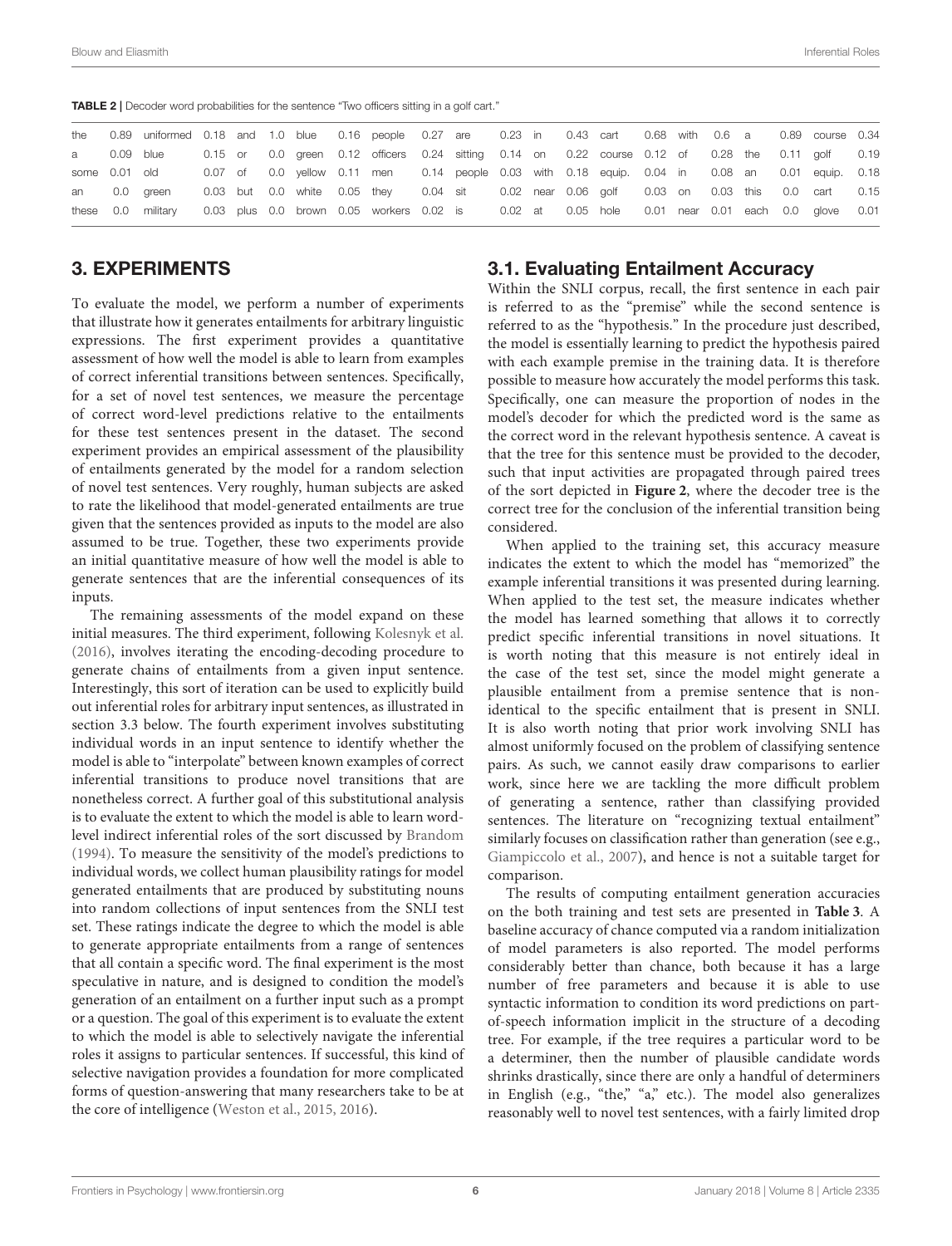**TABLE 2** | Decoder word probabilities for the sentence "Two officers sitting in a golf cart."

| | | | | | | | | | | | | | | | | | | | | | |
|---|---|---|---|---|---|---|---|---|---|---|---|---|---|---|---|---|---|---|---|---|---|
| the | 0.89 | uniformed | 0.18 | and | 1.0 | blue | 0.16 | people | 0.27 | are | 0.23 | in | 0.43 | cart | 0.68 | with | 0.6 | a | 0.89 | course | 0.34 |
| a | 0.09 | blue | 0.15 | or | 0.0 | green | 0.12 | officers | 0.24 | sitting | 0.14 | on | 0.22 | course | 0.12 | of | 0.28 | the | 0.11 | golf | 0.19 |
| some | 0.01 | old | 0.07 | of | 0.0 | yellow | 0.11 | men | 0.14 | people | 0.03 | with | 0.18 | equip. | 0.04 | in | 0.08 | an | 0.01 | equip. | 0.18 |
| an | 0.0 | green | 0.03 | but | 0.0 | white | 0.05 | they | 0.04 | sit | 0.02 | near | 0.06 | golf | 0.03 | on | 0.03 | this | 0.0 | cart | 0.15 |
| these | 0.0 | military | 0.03 | plus | 0.0 | brown | 0.05 | workers | 0.02 | is | 0.02 | at | 0.05 | hole | 0.01 | near | 0.01 | each | 0.0 | glove | 0.01 |

## 3. EXPERIMENTS

To evaluate the model, we perform a number of experiments that illustrate how it generates entailments for arbitrary linguistic expressions. The first experiment provides a quantitative assessment of how well the model is able to learn from examples of correct inferential transitions between sentences. Specifically, for a set of novel test sentences, we measure the percentage of correct word-level predictions relative to the entailments for these test sentences present in the dataset. The second experiment provides an empirical assessment of the plausibility of entailments generated by the model for a random selection of novel test sentences. Very roughly, human subjects are asked to rate the likelihood that model-generated entailments are true given that the sentences provided as inputs to the model are also assumed to be true. Together, these two experiments provide an initial quantitative measure of how well the model is able to generate sentences that are the inferential consequences of its inputs.

The remaining assessments of the model expand on these initial measures. The third experiment, following Kolesnyk et al. (2016), involves iterating the encoding-decoding procedure to generate chains of entailments from a given input sentence. Interestingly, this sort of iteration can be used to explicitly build out inferential roles for arbitrary input sentences, as illustrated in section 3.3 below. The fourth experiment involves substituting individual words in an input sentence to identify whether the model is able to "interpolate" between known examples of correct inferential transitions to produce novel transitions that are nonetheless correct. A further goal of this substitutional analysis is to evaluate the extent to which the model is able to learn word-level indirect inferential roles of the sort discussed by Brandom (1994). To measure the sensitivity of the model's predictions to individual words, we collect human plausibility ratings for model generated entailments that are produced by substituting nouns into random collections of input sentences from the SNLI test set. These ratings indicate the degree to which the model is able to generate appropriate entailments from a range of sentences that all contain a specific word. The final experiment is the most speculative in nature, and is designed to condition the model's generation of an entailment on a further input such as a prompt or a question. The goal of this experiment is to evaluate the extent to which the model is able to selectively navigate the inferential roles it assigns to particular sentences. If successful, this kind of selective navigation provides a foundation for more complicated forms of question-answering that many researchers take to be at the core of intelligence (Weston et al., 2015, 2016).

### 3.1. Evaluating Entailment Accuracy

Within the SNLI corpus, recall, the first sentence in each pair is referred to as the "premise" while the second sentence is referred to as the "hypothesis." In the procedure just described, the model is essentially learning to predict the hypothesis paired with each example premise in the training data. It is therefore possible to measure how accurately the model performs this task. Specifically, one can measure the proportion of nodes in the model's decoder for which the predicted word is the same as the correct word in the relevant hypothesis sentence. A caveat is that the tree for this sentence must be provided to the decoder, such that input activities are propagated through paired trees of the sort depicted in **Figure 2**, where the decoder tree is the correct tree for the conclusion of the inferential transition being considered.

When applied to the training set, this accuracy measure indicates the extent to which the model has "memorized" the example inferential transitions it was presented during learning. When applied to the test set, the measure indicates whether the model has learned something that allows it to correctly predict specific inferential transitions in novel situations. It is worth noting that this measure is not entirely ideal in the case of the test set, since the model might generate a plausible entailment from a premise sentence that is non-identical to the specific entailment that is present in SNLI. It is also worth noting that prior work involving SNLI has almost uniformly focused on the problem of classifying sentence pairs. As such, we cannot easily draw comparisons to earlier work, since here we are tackling the more difficult problem of generating a sentence, rather than classifying provided sentences. The literature on "recognizing textual entailment" similarly focuses on classification rather than generation (see e.g., Giampiccolo et al., 2007), and hence is not a suitable target for comparison.

The results of computing entailment generation accuracies on the both training and test sets are presented in **Table 3**. A baseline accuracy of chance computed via a random initialization of model parameters is also reported. The model performs considerably better than chance, both because it has a large number of free parameters and because it is able to use syntactic information to condition its word predictions on part-of-speech information implicit in the structure of a decoding tree. For example, if the tree requires a particular word to be a determiner, then the number of plausible candidate words shrinks drastically, since there are only a handful of determiners in English (e.g., "the," "a," etc.). The model also generalizes reasonably well to novel test sentences, with a fairly limited drop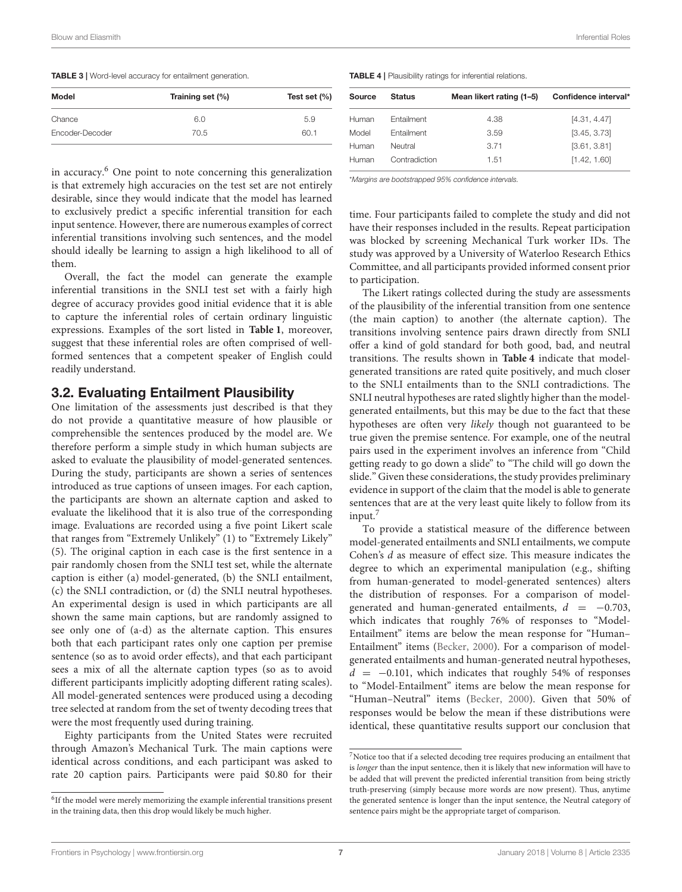**TABLE 3** | Word-level accuracy for entailment generation.

| Model | Training set (%) | Test set (%) |
|---|---|---|
| Chance | 6.0 | 5.9 |
| Encoder-Decoder | 70.5 | 60.1 |

in accuracy.[6] One point to note concerning this generalization is that extremely high accuracies on the test set are not entirely desirable, since they would indicate that the model has learned to exclusively predict a specific inferential transition for each input sentence. However, there are numerous examples of correct inferential transitions involving such sentences, and the model should ideally be learning to assign a high likelihood to all of them.

Overall, the fact the model can generate the example inferential transitions in the SNLI test set with a fairly high degree of accuracy provides good initial evidence that it is able to capture the inferential roles of certain ordinary linguistic expressions. Examples of the sort listed in **Table 1**, moreover, suggest that these inferential roles are often comprised of well-formed sentences that a competent speaker of English could readily understand.

## 3.2. Evaluating Entailment Plausibility

One limitation of the assessments just described is that they do not provide a quantitative measure of how plausible or comprehensible the sentences produced by the model are. We therefore perform a simple study in which human subjects are asked to evaluate the plausibility of model-generated sentences. During the study, participants are shown a series of sentences introduced as true captions of unseen images. For each caption, the participants are shown an alternate caption and asked to evaluate the likelihood that it is also true of the corresponding image. Evaluations are recorded using a five point Likert scale that ranges from "Extremely Unlikely" (1) to "Extremely Likely" (5). The original caption in each case is the first sentence in a pair randomly chosen from the SNLI test set, while the alternate caption is either (a) model-generated, (b) the SNLI entailment, (c) the SNLI contradiction, or (d) the SNLI neutral hypotheses. An experimental design is used in which participants are all shown the same main captions, but are randomly assigned to see only one of (a-d) as the alternate caption. This ensures both that each participant rates only one caption per premise sentence (so as to avoid order effects), and that each participant sees a mix of all the alternate caption types (so as to avoid different participants implicitly adopting different rating scales). All model-generated sentences were produced using a decoding tree selected at random from the set of twenty decoding trees that were the most frequently used during training.

Eighty participants from the United States were recruited through Amazon's Mechanical Turk. The main captions were identical across conditions, and each participant was asked to rate 20 caption pairs. Participants were paid $0.80 for their time. Four participants failed to complete the study and did not have their responses included in the results. Repeat participation was blocked by screening Mechanical Turk worker IDs. The study was approved by a University of Waterloo Research Ethics Committee, and all participants provided informed consent prior to participation.

**TABLE 4** | Plausibility ratings for inferential relations.

| Source | Status | Mean likert rating (1–5) | Confidence interval* |
|---|---|---|---|
| Human | Entailment | 4.38 | [4.31, 4.47] |
| Model | Entailment | 3.59 | [3.45, 3.73] |
| Human | Neutral | 3.71 | [3.61, 3.81] |
| Human | Contradiction | 1.51 | [1.42, 1.60] |

*Margins are bootstrapped 95% confidence intervals.

The Likert ratings collected during the study are assessments of the plausibility of the inferential transition from one sentence (the main caption) to another (the alternate caption). The transitions involving sentence pairs drawn directly from SNLI offer a kind of gold standard for both good, bad, and neutral transitions. The results shown in **Table 4** indicate that model-generated transitions are rated quite positively, and much closer to the SNLI entailments than to the SNLI contradictions. The SNLI neutral hypotheses are rated slightly higher than the model-generated entailments, but this may be due to the fact that these hypotheses are often very *likely* though not guaranteed to be true given the premise sentence. For example, one of the neutral pairs used in the experiment involves an inference from "Child getting ready to go down a slide" to "The child will go down the slide." Given these considerations, the study provides preliminary evidence in support of the claim that the model is able to generate sentences that are at the very least quite likely to follow from its input.[7]

To provide a statistical measure of the difference between model-generated entailments and SNLI entailments, we compute Cohen's $d$ as measure of effect size. This measure indicates the degree to which an experimental manipulation (e.g., shifting from human-generated to model-generated sentences) alters the distribution of responses. For a comparison of model-generated and human-generated entailments, $d = -0.703$, which indicates that roughly 76% of responses to "Model-Entailment" items are below the mean response for "Human–Entailment" items (Becker, 2000). For a comparison of model-generated entailments and human-generated neutral hypotheses, $d = -0.101$, which indicates that roughly 54% of responses to "Model-Entailment" items are below the mean response for "Human–Neutral" items (Becker, 2000). Given that 50% of responses would be below the mean if these distributions were identical, these quantitative results support our conclusion that

[6] If the model were merely memorizing the example inferential transitions present in the training data, then this drop would likely be much higher.

[7] Notice too that if a selected decoding tree requires producing an entailment that is *longer* than the input sentence, then it is likely that new information will have to be added that will prevent the predicted inferential transition from being strictly truth-preserving (simply because more words are now present). Thus, anytime the generated sentence is longer than the input sentence, the Neutral category of sentence pairs might be the appropriate target of comparison.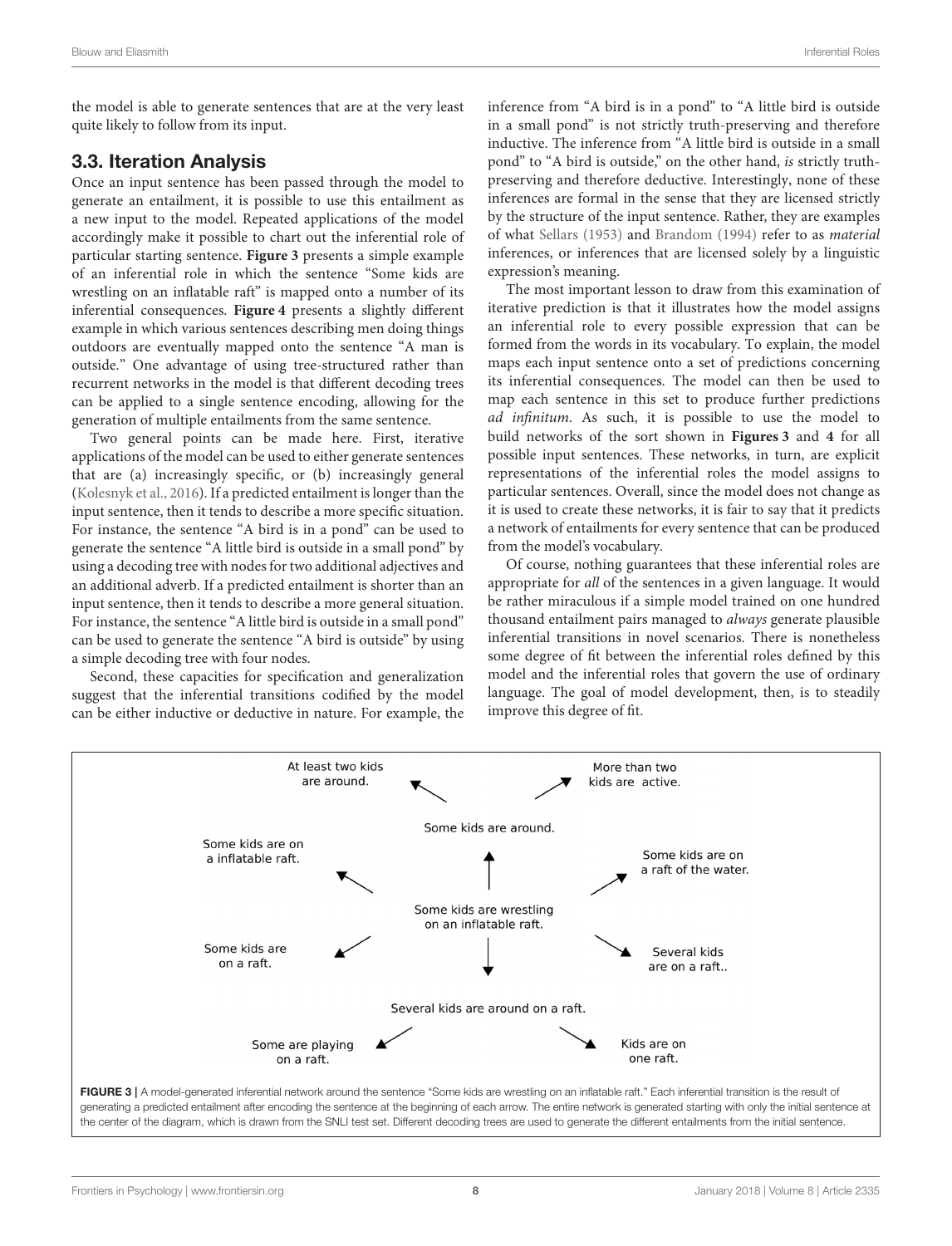the model is able to generate sentences that are at the very least quite likely to follow from its input.

## 3.3. Iteration Analysis

Once an input sentence has been passed through the model to generate an entailment, it is possible to use this entailment as a new input to the model. Repeated applications of the model accordingly make it possible to chart out the inferential role of particular starting sentence. **Figure 3** presents a simple example of an inferential role in which the sentence "Some kids are wrestling on an inflatable raft" is mapped onto a number of its inferential consequences. **Figure 4** presents a slightly different example in which various sentences describing men doing things outdoors are eventually mapped onto the sentence "A man is outside." One advantage of using tree-structured rather than recurrent networks in the model is that different decoding trees can be applied to a single sentence encoding, allowing for the generation of multiple entailments from the same sentence.

Two general points can be made here. First, iterative applications of the model can be used to either generate sentences that are (a) increasingly specific, or (b) increasingly general (Kolesnyk et al., 2016). If a predicted entailment is longer than the input sentence, then it tends to describe a more specific situation. For instance, the sentence "A bird is in a pond" can be used to generate the sentence "A little bird is outside in a small pond" by using a decoding tree with nodes for two additional adjectives and an additional adverb. If a predicted entailment is shorter than an input sentence, then it tends to describe a more general situation. For instance, the sentence "A little bird is outside in a small pond" can be used to generate the sentence "A bird is outside" by using a simple decoding tree with four nodes.

Second, these capacities for specification and generalization suggest that the inferential transitions codified by the model can be either inductive or deductive in nature. For example, the inference from "A bird is in a pond" to "A little bird is outside in a small pond" is not strictly truth-preserving and therefore inductive. The inference from "A little bird is outside in a small pond" to "A bird is outside," on the other hand, *is* strictly truth-preserving and therefore deductive. Interestingly, none of these inferences are formal in the sense that they are licensed strictly by the structure of the input sentence. Rather, they are examples of what Sellars (1953) and Brandom (1994) refer to as *material* inferences, or inferences that are licensed solely by a linguistic expression's meaning.

The most important lesson to draw from this examination of iterative prediction is that it illustrates how the model assigns an inferential role to every possible expression that can be formed from the words in its vocabulary. To explain, the model maps each input sentence onto a set of predictions concerning its inferential consequences. The model can then be used to map each sentence in this set to produce further predictions *ad infinitum*. As such, it is possible to use the model to build networks of the sort shown in **Figures 3** and **4** for all possible input sentences. These networks, in turn, are explicit representations of the inferential roles the model assigns to particular sentences. Overall, since the model does not change as it is used to create these networks, it is fair to say that it predicts a network of entailments for every sentence that can be produced from the model's vocabulary.

Of course, nothing guarantees that these inferential roles are appropriate for *all* of the sentences in a given language. It would be rather miraculous if a simple model trained on one hundred thousand entailment pairs managed to *always* generate plausible inferential transitions in novel scenarios. There is nonetheless some degree of fit between the inferential roles defined by this model and the inferential roles that govern the use of ordinary language. The goal of model development, then, is to steadily improve this degree of fit.

At least two kids are around. | More than two kids are active. | Some kids are around. | Some kids are on a inflatable raft. | Some kids are on a raft of the water. | Some kids are wrestling on an inflatable raft. | Some kids are on a raft. | Several kids are on a raft.. | Several kids are around on a raft. | Some are playing on a raft. | Kids are on one raft.

**FIGURE 3** | A model-generated inferential network around the sentence "Some kids are wrestling on an inflatable raft." Each inferential transition is the result of generating a predicted entailment after encoding the sentence at the beginning of each arrow. The entire network is generated starting with only the initial sentence at the center of the diagram, which is drawn from the SNLI test set. Different decoding trees are used to generate the different entailments from the initial sentence.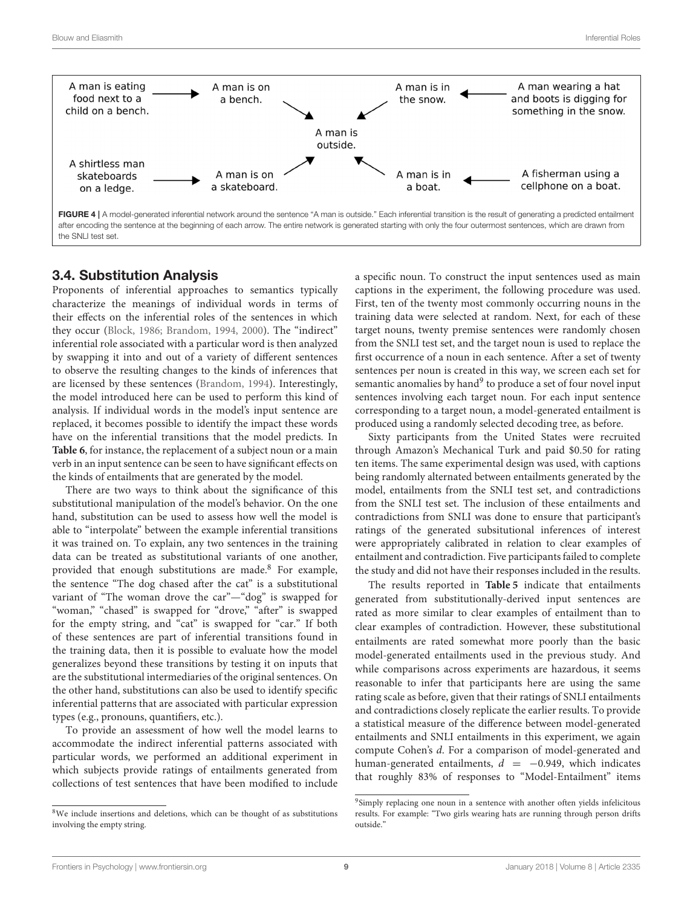A man is eating food next to a child on a bench. → A man is on a bench. → A man is outside.

A man wearing a hat and boots is digging for something in the snow. → A man is in the snow. → A man is outside.

A shirtless man skateboards on a ledge. → A man is on a skateboard. → A man is outside.

A fisherman using a cellphone on a boat. → A man is in a boat. → A man is outside.

**FIGURE 4 |** A model-generated inferential network around the sentence "A man is outside." Each inferential transition is the result of generating a predicted entailment after encoding the sentence at the beginning of each arrow. The entire network is generated starting with only the four outermost sentences, which are drawn from the SNLI test set.

## 3.4. Substitution Analysis

Proponents of inferential approaches to semantics typically characterize the meanings of individual words in terms of their effects on the inferential roles of the sentences in which they occur (Block, 1986; Brandom, 1994, 2000). The "indirect" inferential role associated with a particular word is then analyzed by swapping it into and out of a variety of different sentences to observe the resulting changes to the kinds of inferences that are licensed by these sentences (Brandom, 1994). Interestingly, the model introduced here can be used to perform this kind of analysis. If individual words in the model's input sentence are replaced, it becomes possible to identify the impact these words have on the inferential transitions that the model predicts. In **Table 6**, for instance, the replacement of a subject noun or a main verb in an input sentence can be seen to have significant effects on the kinds of entailments that are generated by the model.

There are two ways to think about the significance of this substitutional manipulation of the model's behavior. On the one hand, substitution can be used to assess how well the model is able to "interpolate" between the example inferential transitions it was trained on. To explain, any two sentences in the training data can be treated as substitutional variants of one another, provided that enough substitutions are made.[8] For example, the sentence "The dog chased after the cat" is a substitutional variant of "The woman drove the car"—"dog" is swapped for "woman," "chased" is swapped for "drove," "after" is swapped for the empty string, and "cat" is swapped for "car." If both of these sentences are part of inferential transitions found in the training data, then it is possible to evaluate how the model generalizes beyond these transitions by testing it on inputs that are the substitutional intermediaries of the original sentences. On the other hand, substitutions can also be used to identify specific inferential patterns that are associated with particular expression types (e.g., pronouns, quantifiers, etc.).

To provide an assessment of how well the model learns to accommodate the indirect inferential patterns associated with particular words, we performed an additional experiment in which subjects provide ratings of entailments generated from collections of test sentences that have been modified to include a specific noun. To construct the input sentences used as main captions in the experiment, the following procedure was used. First, ten of the twenty most commonly occurring nouns in the training data were selected at random. Next, for each of these target nouns, twenty premise sentences were randomly chosen from the SNLI test set, and the target noun is used to replace the first occurrence of a noun in each sentence. After a set of twenty sentences per noun is created in this way, we screen each set for semantic anomalies by hand[9] to produce a set of four novel input sentences involving each target noun. For each input sentence corresponding to a target noun, a model-generated entailment is produced using a randomly selected decoding tree, as before.

Sixty participants from the United States were recruited through Amazon's Mechanical Turk and paid \$0.50 for rating ten items. The same experimental design was used, with captions being randomly alternated between entailments generated by the model, entailments from the SNLI test set, and contradictions from the SNLI test set. The inclusion of these entailments and contradictions from SNLI was done to ensure that participant's ratings of the generated subsitutional inferences of interest were appropriately calibrated in relation to clear examples of entailment and contradiction. Five participants failed to complete the study and did not have their responses included in the results.

The results reported in **Table 5** indicate that entailments generated from substitutionally-derived input sentences are rated as more similar to clear examples of entailment than to clear examples of contradiction. However, these substitutional entailments are rated somewhat more poorly than the basic model-generated entailments used in the previous study. And while comparisons across experiments are hazardous, it seems reasonable to infer that participants here are using the same rating scale as before, given that their ratings of SNLI entailments and contradictions closely replicate the earlier results. To provide a statistical measure of the difference between model-generated entailments and SNLI entailments in this experiment, we again compute Cohen's *d*. For a comparison of model-generated and human-generated entailments, $d = -0.949$, which indicates that roughly 83% of responses to "Model-Entailment" items

[8] We include insertions and deletions, which can be thought of as substitutions involving the empty string.

[9] Simply replacing one noun in a sentence with another often yields infelicitous results. For example: "Two girls wearing hats are running through person drifts outside."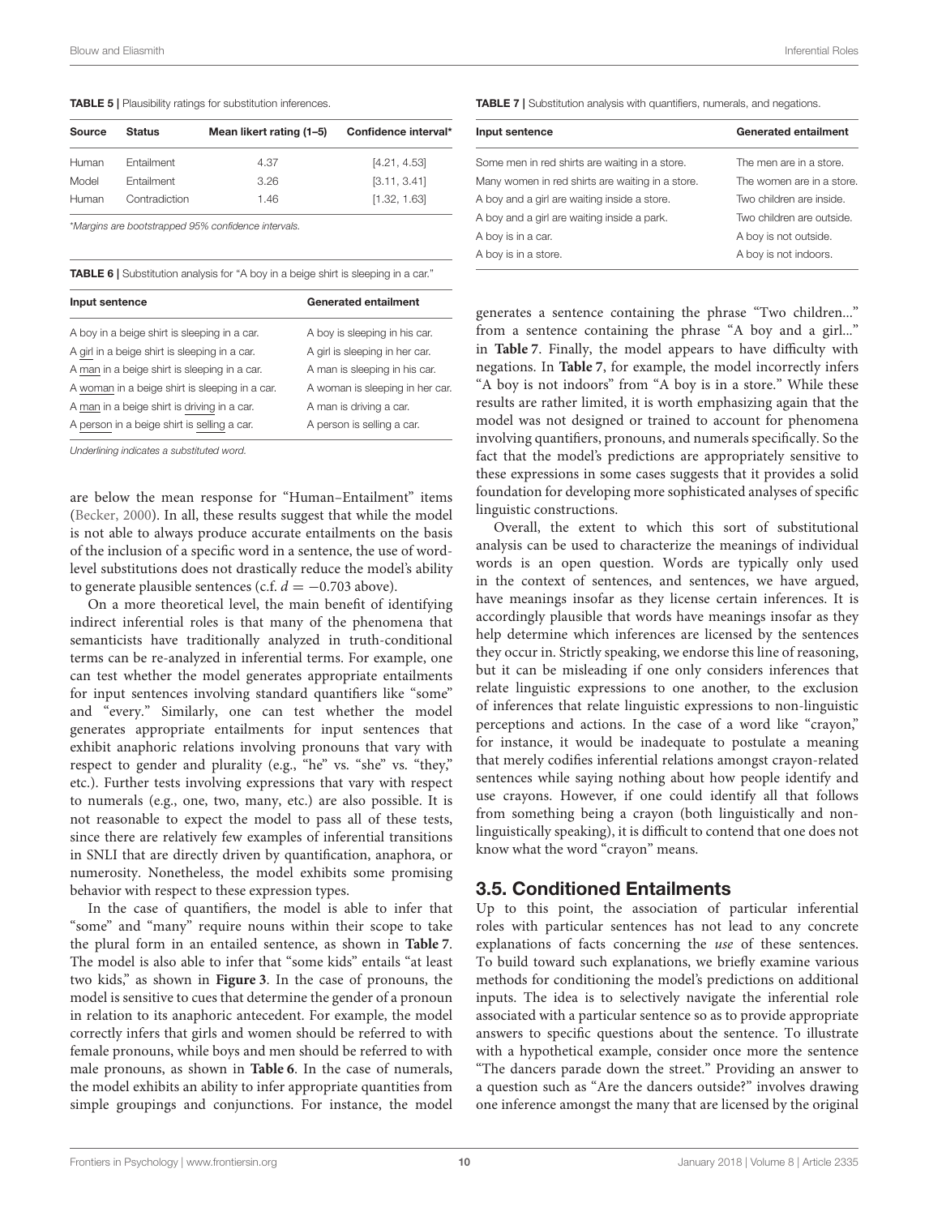**TABLE 5 |** Plausibility ratings for substitution inferences.

| Source | Status | Mean likert rating (1–5) | Confidence interval* |
|---|---|---|---|
| Human | Entailment | 4.37 | [4.21, 4.53] |
| Model | Entailment | 3.26 | [3.11, 3.41] |
| Human | Contradiction | 1.46 | [1.32, 1.63] |

*Margins are bootstrapped 95% confidence intervals.*

**TABLE 6 |** Substitution analysis for "A boy in a beige shirt is sleeping in a car."

| Input sentence | Generated entailment |
|---|---|
| A boy in a beige shirt is sleeping in a car. | A boy is sleeping in his car. |
| A girl in a beige shirt is sleeping in a car. | A girl is sleeping in her car. |
| A man in a beige shirt is sleeping in a car. | A man is sleeping in his car. |
| A woman in a beige shirt is sleeping in a car. | A woman is sleeping in her car. |
| A man in a beige shirt is driving in a car. | A man is driving a car. |
| A person in a beige shirt is selling a car. | A person is selling a car. |

*Underlining indicates a substituted word.*

are below the mean response for "Human–Entailment" items (Becker, 2000). In all, these results suggest that while the model is not able to always produce accurate entailments on the basis of the inclusion of a specific word in a sentence, the use of word-level substitutions does not drastically reduce the model's ability to generate plausible sentences (c.f. $d = -0.703$ above).

On a more theoretical level, the main benefit of identifying indirect inferential roles is that many of the phenomena that semanticists have traditionally analyzed in truth-conditional terms can be re-analyzed in inferential terms. For example, one can test whether the model generates appropriate entailments for input sentences involving standard quantifiers like "some" and "every." Similarly, one can test whether the model generates appropriate entailments for input sentences that exhibit anaphoric relations involving pronouns that vary with respect to gender and plurality (e.g., "he" vs. "she" vs. "they," etc.). Further tests involving expressions that vary with respect to numerals (e.g., one, two, many, etc.) are also possible. It is not reasonable to expect the model to pass all of these tests, since there are relatively few examples of inferential transitions in SNLI that are directly driven by quantification, anaphora, or numerosity. Nonetheless, the model exhibits some promising behavior with respect to these expression types.

In the case of quantifiers, the model is able to infer that "some" and "many" require nouns within their scope to take the plural form in an entailed sentence, as shown in **Table 7**. The model is also able to infer that "some kids" entails "at least two kids," as shown in **Figure 3**. In the case of pronouns, the model is sensitive to cues that determine the gender of a pronoun in relation to its anaphoric antecedent. For example, the model correctly infers that girls and women should be referred to with female pronouns, while boys and men should be referred to with male pronouns, as shown in **Table 6**. In the case of numerals, the model exhibits an ability to infer appropriate quantities from simple groupings and conjunctions. For instance, the model generates a sentence containing the phrase "Two children..." from a sentence containing the phrase "A boy and a girl..." in **Table 7**. Finally, the model appears to have difficulty with negations. In **Table 7**, for example, the model incorrectly infers "A boy is not indoors" from "A boy is in a store." While these results are rather limited, it is worth emphasizing again that the model was not designed or trained to account for phenomena involving quantifiers, pronouns, and numerals specifically. So the fact that the model's predictions are appropriately sensitive to these expressions in some cases suggests that it provides a solid foundation for developing more sophisticated analyses of specific linguistic constructions.

**TABLE 7 |** Substitution analysis with quantifiers, numerals, and negations.

| Input sentence | Generated entailment |
|---|---|
| Some men in red shirts are waiting in a store. | The men are in a store. |
| Many women in red shirts are waiting in a store. | The women are in a store. |
| A boy and a girl are waiting inside a store. | Two children are inside. |
| A boy and a girl are waiting inside a park. | Two children are outside. |
| A boy is in a car. | A boy is not outside. |
| A boy is in a store. | A boy is not indoors. |

Overall, the extent to which this sort of substitutional analysis can be used to characterize the meanings of individual words is an open question. Words are typically only used in the context of sentences, and sentences, we have argued, have meanings insofar as they license certain inferences. It is accordingly plausible that words have meanings insofar as they help determine which inferences are licensed by the sentences they occur in. Strictly speaking, we endorse this line of reasoning, but it can be misleading if one only considers inferences that relate linguistic expressions to one another, to the exclusion of inferences that relate linguistic expressions to non-linguistic perceptions and actions. In the case of a word like "crayon," for instance, it would be inadequate to postulate a meaning that merely codifies inferential relations amongst crayon-related sentences while saying nothing about how people identify and use crayons. However, if one could identify all that follows from something being a crayon (both linguistically and non-linguistically speaking), it is difficult to contend that one does not know what the word "crayon" means.

## 3.5. Conditioned Entailments

Up to this point, the association of particular inferential roles with particular sentences has not lead to any concrete explanations of facts concerning the *use* of these sentences. To build toward such explanations, we briefly examine various methods for conditioning the model's predictions on additional inputs. The idea is to selectively navigate the inferential role associated with a particular sentence so as to provide appropriate answers to specific questions about the sentence. To illustrate with a hypothetical example, consider once more the sentence "The dancers parade down the street." Providing an answer to a question such as "Are the dancers outside?" involves drawing one inference amongst the many that are licensed by the original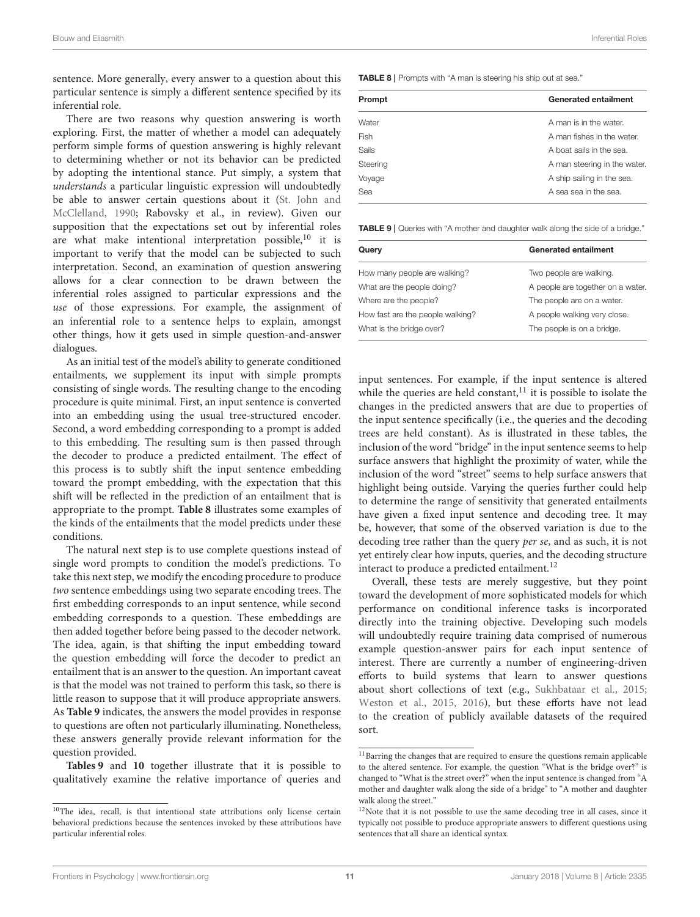sentence. More generally, every answer to a question about this particular sentence is simply a different sentence specified by its inferential role.

There are two reasons why question answering is worth exploring. First, the matter of whether a model can adequately perform simple forms of question answering is highly relevant to determining whether or not its behavior can be predicted by adopting the intentional stance. Put simply, a system that *understands* a particular linguistic expression will undoubtedly be able to answer certain questions about it (St. John and McClelland, 1990; Rabovsky et al., in review). Given our supposition that the expectations set out by inferential roles are what make intentional interpretation possible,[10] it is important to verify that the model can be subjected to such interpretation. Second, an examination of question answering allows for a clear connection to be drawn between the inferential roles assigned to particular expressions and the *use* of those expressions. For example, the assignment of an inferential role to a sentence helps to explain, amongst other things, how it gets used in simple question-and-answer dialogues.

As an initial test of the model's ability to generate conditioned entailments, we supplement its input with simple prompts consisting of single words. The resulting change to the encoding procedure is quite minimal. First, an input sentence is converted into an embedding using the usual tree-structured encoder. Second, a word embedding corresponding to a prompt is added to this embedding. The resulting sum is then passed through the decoder to produce a predicted entailment. The effect of this process is to subtly shift the input sentence embedding toward the prompt embedding, with the expectation that this shift will be reflected in the prediction of an entailment that is appropriate to the prompt. **Table 8** illustrates some examples of the kinds of the entailments that the model predicts under these conditions.

The natural next step is to use complete questions instead of single word prompts to condition the model's predictions. To take this next step, we modify the encoding procedure to produce *two* sentence embeddings using two separate encoding trees. The first embedding corresponds to an input sentence, while second embedding corresponds to a question. These embeddings are then added together before being passed to the decoder network. The idea, again, is that shifting the input embedding toward the question embedding will force the decoder to predict an entailment that is an answer to the question. An important caveat is that the model was not trained to perform this task, so there is little reason to suppose that it will produce appropriate answers. As **Table 9** indicates, the answers the model provides in response to questions are often not particularly illuminating. Nonetheless, these answers generally provide relevant information for the question provided.

**Tables 9** and **10** together illustrate that it is possible to qualitatively examine the relative importance of queries and

**TABLE 8** | Prompts with "A man is steering his ship out at sea."

| Prompt | Generated entailment |
|---|---|
| Water | A man is in the water. |
| Fish | A man fishes in the water. |
| Sails | A boat sails in the sea. |
| Steering | A man steering in the water. |
| Voyage | A ship sailing in the sea. |
| Sea | A sea sea in the sea. |

**TABLE 9** | Queries with "A mother and daughter walk along the side of a bridge."

| Query | Generated entailment |
|---|---|
| How many people are walking? | Two people are walking. |
| What are the people doing? | A people are together on a water. |
| Where are the people? | The people are on a water. |
| How fast are the people walking? | A people walking very close. |
| What is the bridge over? | The people is on a bridge. |

input sentences. For example, if the input sentence is altered while the queries are held constant,[11] it is possible to isolate the changes in the predicted answers that are due to properties of the input sentence specifically (i.e., the queries and the decoding trees are held constant). As is illustrated in these tables, the inclusion of the word "bridge" in the input sentence seems to help surface answers that highlight the proximity of water, while the inclusion of the word "street" seems to help surface answers that highlight being outside. Varying the queries further could help to determine the range of sensitivity that generated entailments have given a fixed input sentence and decoding tree. It may be, however, that some of the observed variation is due to the decoding tree rather than the query *per se*, and as such, it is not yet entirely clear how inputs, queries, and the decoding structure interact to produce a predicted entailment.[12]

Overall, these tests are merely suggestive, but they point toward the development of more sophisticated models for which performance on conditional inference tasks is incorporated directly into the training objective. Developing such models will undoubtedly require training data comprised of numerous example question-answer pairs for each input sentence of interest. There are currently a number of engineering-driven efforts to build systems that learn to answer questions about short collections of text (e.g., Sukhbataar et al., 2015; Weston et al., 2015, 2016), but these efforts have not lead to the creation of publicly available datasets of the required sort.

[10] The idea, recall, is that intentional state attributions only license certain behavioral predictions because the sentences invoked by these attributions have particular inferential roles.

[11] Barring the changes that are required to ensure the questions remain applicable to the altered sentence. For example, the question "What is the bridge over?" is changed to "What is the street over?" when the input sentence is changed from "A mother and daughter walk along the side of a bridge" to "A mother and daughter walk along the street."

[12] Note that it is not possible to use the same decoding tree in all cases, since it typically not possible to produce appropriate answers to different questions using sentences that all share an identical syntax.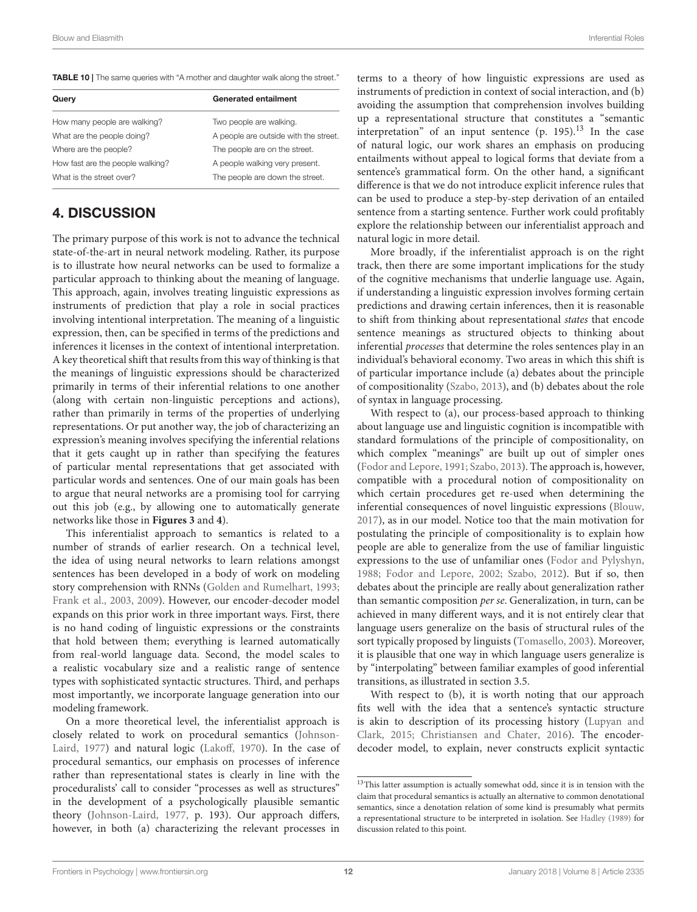**TABLE 10** | The same queries with "A mother and daughter walk along the street."

| Query | Generated entailment |
| --- | --- |
| How many people are walking? | Two people are walking. |
| What are the people doing? | A people are outside with the street. |
| Where are the people? | The people are on the street. |
| How fast are the people walking? | A people walking very present. |
| What is the street over? | The people are down the street. |

## 4. DISCUSSION

The primary purpose of this work is not to advance the technical state-of-the-art in neural network modeling. Rather, its purpose is to illustrate how neural networks can be used to formalize a particular approach to thinking about the meaning of language. This approach, again, involves treating linguistic expressions as instruments of prediction that play a role in social practices involving intentional interpretation. The meaning of a linguistic expression, then, can be specified in terms of the predictions and inferences it licenses in the context of intentional interpretation. A key theoretical shift that results from this way of thinking is that the meanings of linguistic expressions should be characterized primarily in terms of their inferential relations to one another (along with certain non-linguistic perceptions and actions), rather than primarily in terms of the properties of underlying representations. Or put another way, the job of characterizing an expression's meaning involves specifying the inferential relations that it gets caught up in rather than specifying the features of particular mental representations that get associated with particular words and sentences. One of our main goals has been to argue that neural networks are a promising tool for carrying out this job (e.g., by allowing one to automatically generate networks like those in **Figures 3** and **4**).

This inferentialist approach to semantics is related to a number of strands of earlier research. On a technical level, the idea of using neural networks to learn relations amongst sentences has been developed in a body of work on modeling story comprehension with RNNs (Golden and Rumelhart, 1993; Frank et al., 2003, 2009). However, our encoder-decoder model expands on this prior work in three important ways. First, there is no hand coding of linguistic expressions or the constraints that hold between them; everything is learned automatically from real-world language data. Second, the model scales to a realistic vocabulary size and a realistic range of sentence types with sophisticated syntactic structures. Third, and perhaps most importantly, we incorporate language generation into our modeling framework.

On a more theoretical level, the inferentialist approach is closely related to work on procedural semantics (Johnson-Laird, 1977) and natural logic (Lakoff, 1970). In the case of procedural semantics, our emphasis on processes of inference rather than representational states is clearly in line with the proceduralists' call to consider "processes as well as structures" in the development of a psychologically plausible semantic theory (Johnson-Laird, 1977, p. 193). Our approach differs, however, in both (a) characterizing the relevant processes in terms to a theory of how linguistic expressions are used as instruments of prediction in context of social interaction, and (b) avoiding the assumption that comprehension involves building up a representational structure that constitutes a "semantic interpretation" of an input sentence (p. 195).[13] In the case of natural logic, our work shares an emphasis on producing entailments without appeal to logical forms that deviate from a sentence's grammatical form. On the other hand, a significant difference is that we do not introduce explicit inference rules that can be used to produce a step-by-step derivation of an entailed sentence from a starting sentence. Further work could profitably explore the relationship between our inferentialist approach and natural logic in more detail.

More broadly, if the inferentialist approach is on the right track, then there are some important implications for the study of the cognitive mechanisms that underlie language use. Again, if understanding a linguistic expression involves forming certain predictions and drawing certain inferences, then it is reasonable to shift from thinking about representational *states* that encode sentence meanings as structured objects to thinking about inferential *processes* that determine the roles sentences play in an individual's behavioral economy. Two areas in which this shift is of particular importance include (a) debates about the principle of compositionality (Szabo, 2013), and (b) debates about the role of syntax in language processing.

With respect to (a), our process-based approach to thinking about language use and linguistic cognition is incompatible with standard formulations of the principle of compositionality, on which complex "meanings" are built up out of simpler ones (Fodor and Lepore, 1991; Szabo, 2013). The approach is, however, compatible with a procedural notion of compositionality on which certain procedures get re-used when determining the inferential consequences of novel linguistic expressions (Blouw, 2017), as in our model. Notice too that the main motivation for postulating the principle of compositionality is to explain how people are able to generalize from the use of familiar linguistic expressions to the use of unfamiliar ones (Fodor and Pylyshyn, 1988; Fodor and Lepore, 2002; Szabo, 2012). But if so, then debates about the principle are really about generalization rather than semantic composition *per se*. Generalization, in turn, can be achieved in many different ways, and it is not entirely clear that language users generalize on the basis of structural rules of the sort typically proposed by linguists (Tomasello, 2003). Moreover, it is plausible that one way in which language users generalize is by "interpolating" between familiar examples of good inferential transitions, as illustrated in section 3.5.

With respect to (b), it is worth noting that our approach fits well with the idea that a sentence's syntactic structure is akin to description of its processing history (Lupyan and Clark, 2015; Christiansen and Chater, 2016). The encoder-decoder model, to explain, never constructs explicit syntactic

[13]This latter assumption is actually somewhat odd, since it is in tension with the claim that procedural semantics is actually an alternative to common denotational semantics, since a denotation relation of some kind is presumably what permits a representational structure to be interpreted in isolation. See Hadley (1989) for discussion related to this point.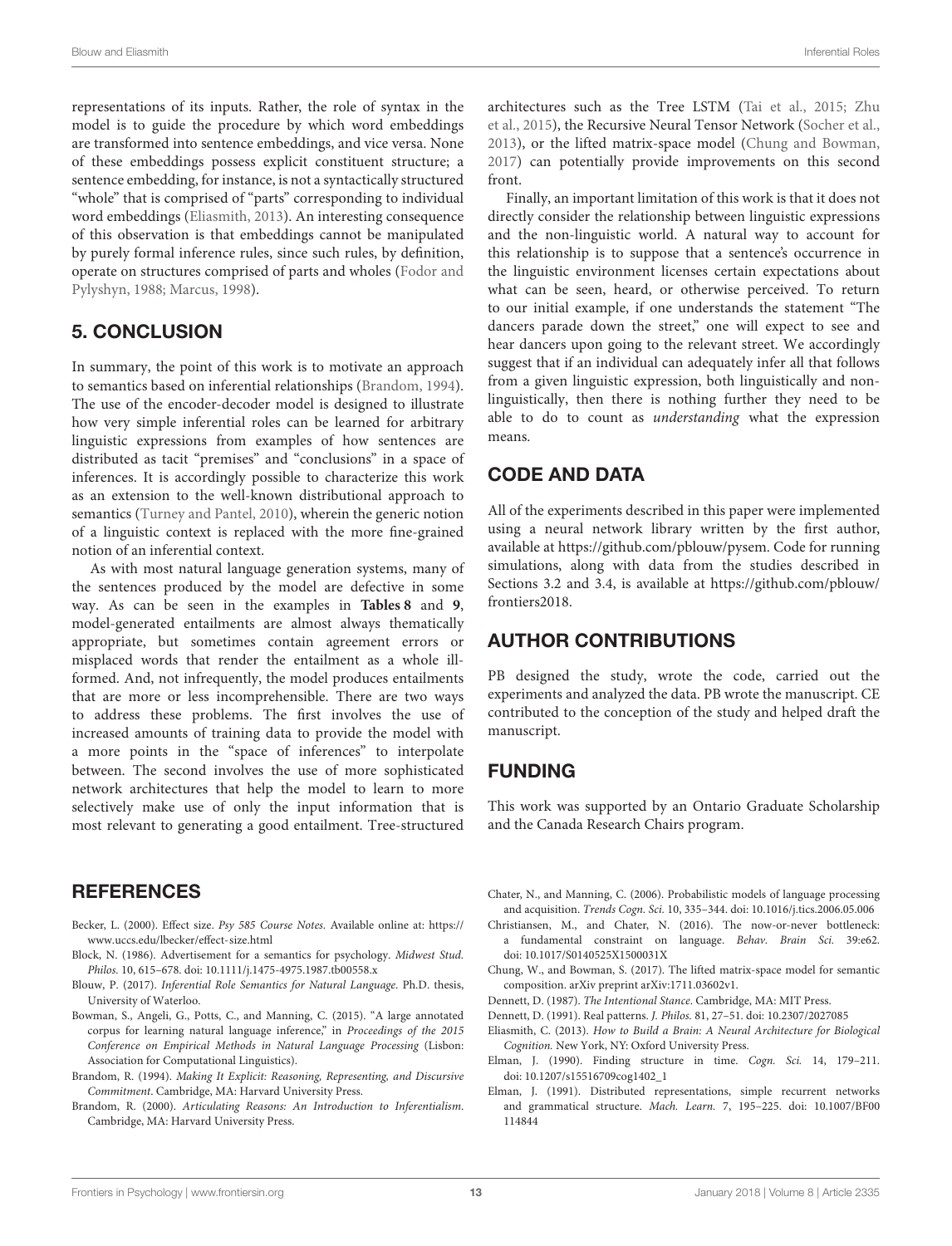representations of its inputs. Rather, the role of syntax in the model is to guide the procedure by which word embeddings are transformed into sentence embeddings, and vice versa. None of these embeddings possess explicit constituent structure; a sentence embedding, for instance, is not a syntactically structured "whole" that is comprised of "parts" corresponding to individual word embeddings (Eliasmith, 2013). An interesting consequence of this observation is that embeddings cannot be manipulated by purely formal inference rules, since such rules, by definition, operate on structures comprised of parts and wholes (Fodor and Pylyshyn, 1988; Marcus, 1998).

## 5. CONCLUSION

In summary, the point of this work is to motivate an approach to semantics based on inferential relationships (Brandom, 1994). The use of the encoder-decoder model is designed to illustrate how very simple inferential roles can be learned for arbitrary linguistic expressions from examples of how sentences are distributed as tacit "premises" and "conclusions" in a space of inferences. It is accordingly possible to characterize this work as an extension to the well-known distributional approach to semantics (Turney and Pantel, 2010), wherein the generic notion of a linguistic context is replaced with the more fine-grained notion of an inferential context.

As with most natural language generation systems, many of the sentences produced by the model are defective in some way. As can be seen in the examples in **Tables 8** and **9**, model-generated entailments are almost always thematically appropriate, but sometimes contain agreement errors or misplaced words that render the entailment as a whole ill-formed. And, not infrequently, the model produces entailments that are more or less incomprehensible. There are two ways to address these problems. The first involves the use of increased amounts of training data to provide the model with a more points in the "space of inferences" to interpolate between. The second involves the use of more sophisticated network architectures that help the model to learn to more selectively make use of only the input information that is most relevant to generating a good entailment. Tree-structured architectures such as the Tree LSTM (Tai et al., 2015; Zhu et al., 2015), the Recursive Neural Tensor Network (Socher et al., 2013), or the lifted matrix-space model (Chung and Bowman, 2017) can potentially provide improvements on this second front.

Finally, an important limitation of this work is that it does not directly consider the relationship between linguistic expressions and the non-linguistic world. A natural way to account for this relationship is to suppose that a sentence's occurrence in the linguistic environment licenses certain expectations about what can be seen, heard, or otherwise perceived. To return to our initial example, if one understands the statement "The dancers parade down the street," one will expect to see and hear dancers upon going to the relevant street. We accordingly suggest that if an individual can adequately infer all that follows from a given linguistic expression, both linguistically and non-linguistically, then there is nothing further they need to be able to do to count as *understanding* what the expression means.

## CODE AND DATA

All of the experiments described in this paper were implemented using a neural network library written by the first author, available at https://github.com/pblouw/pysem. Code for running simulations, along with data from the studies described in Sections 3.2 and 3.4, is available at https://github.com/pblouw/frontiers2018.

## AUTHOR CONTRIBUTIONS

PB designed the study, wrote the code, carried out the experiments and analyzed the data. PB wrote the manuscript. CE contributed to the conception of the study and helped draft the manuscript.

## FUNDING

This work was supported by an Ontario Graduate Scholarship and the Canada Research Chairs program.

## REFERENCES

Becker, L. (2000). Effect size. *Psy 585 Course Notes.* Available online at: https://www.uccs.edu/lbecker/effect-size.html

Block, N. (1986). Advertisement for a semantics for psychology. *Midwest Stud. Philos.* 10, 615–678. doi: 10.1111/j.1475-4975.1987.tb00558.x

Blouw, P. (2017). *Inferential Role Semantics for Natural Language.* Ph.D. thesis, University of Waterloo.

Bowman, S., Angeli, G., Potts, C., and Manning, C. (2015). "A large annotated corpus for learning natural language inference," in *Proceedings of the 2015 Conference on Empirical Methods in Natural Language Processing* (Lisbon: Association for Computational Linguistics).

Brandom, R. (1994). *Making It Explicit: Reasoning, Representing, and Discursive Commitment*. Cambridge, MA: Harvard University Press.

Brandom, R. (2000). *Articulating Reasons: An Introduction to Inferentialism*. Cambridge, MA: Harvard University Press.

Chater, N., and Manning, C. (2006). Probabilistic models of language processing and acquisition. *Trends Cogn. Sci.* 10, 335–344. doi: 10.1016/j.tics.2006.05.006

Christiansen, M., and Chater, N. (2016). The now-or-never bottleneck: a fundamental constraint on language. *Behav. Brain Sci.* 39:e62. doi: 10.1017/S0140525X1500031X

Chung, W., and Bowman, S. (2017). The lifted matrix-space model for semantic composition. arXiv preprint arXiv:1711.03602v1.

Dennett, D. (1987). *The Intentional Stance*. Cambridge, MA: MIT Press.

Dennett, D. (1991). Real patterns. *J. Philos.* 81, 27–51. doi: 10.2307/2027085

Eliasmith, C. (2013). *How to Build a Brain: A Neural Architecture for Biological Cognition*. New York, NY: Oxford University Press.

Elman, J. (1990). Finding structure in time. *Cogn. Sci.* 14, 179–211. doi: 10.1207/s15516709cog1402_1

Elman, J. (1991). Distributed representations, simple recurrent networks and grammatical structure. *Mach. Learn.* 7, 195–225. doi: 10.1007/BF00114844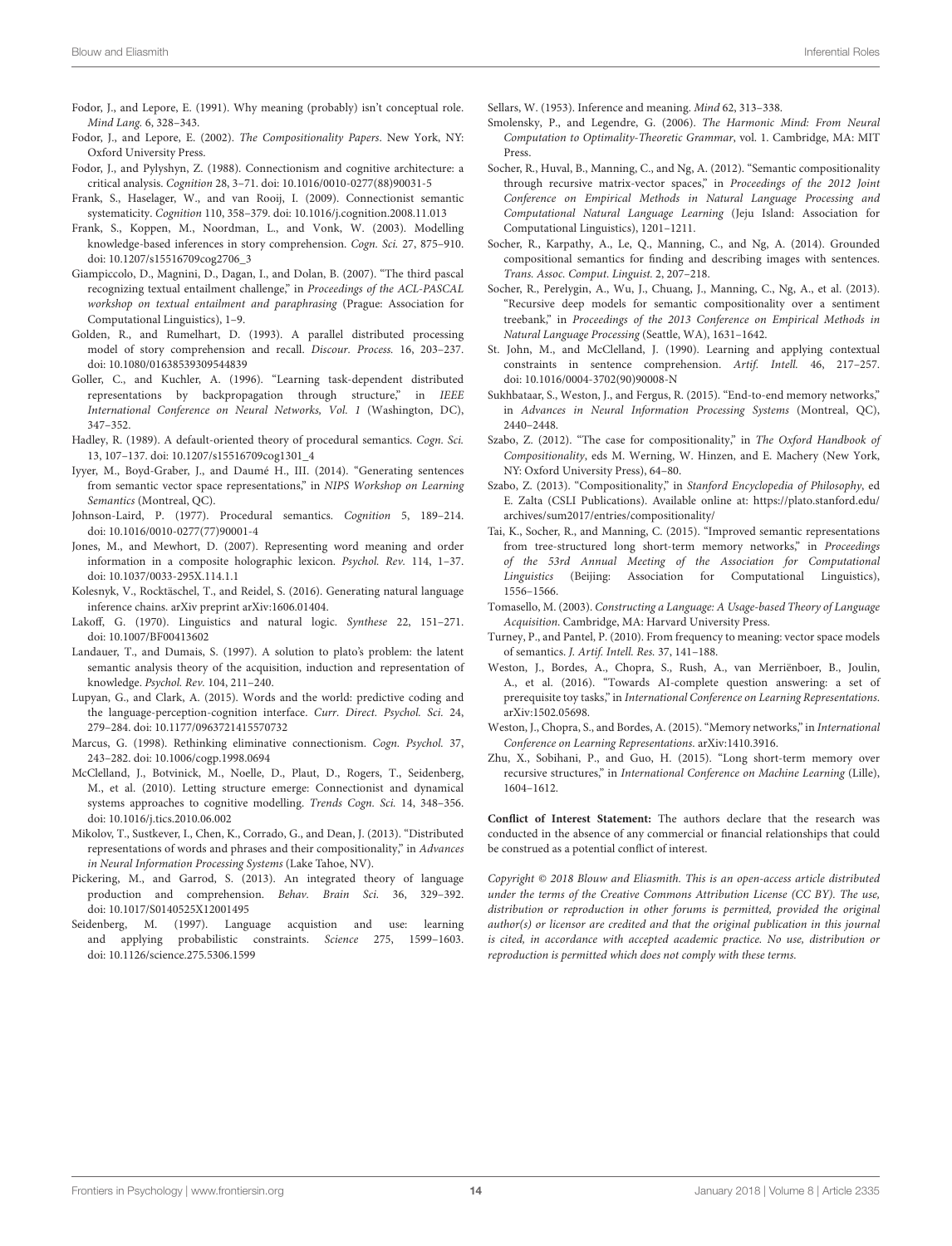Fodor, J., and Lepore, E. (1991). Why meaning (probably) isn't conceptual role. *Mind Lang.* 6, 328–343.

Fodor, J., and Lepore, E. (2002). *The Compositionality Papers*. New York, NY: Oxford University Press.

Fodor, J., and Pylyshyn, Z. (1988). Connectionism and cognitive architecture: a critical analysis. *Cognition* 28, 3–71. doi: 10.1016/0010-0277(88)90031-5

Frank, S., Haselager, W., and van Rooij, I. (2009). Connectionist semantic systematicity. *Cognition* 110, 358–379. doi: 10.1016/j.cognition.2008.11.013

Frank, S., Koppen, M., Noordman, L., and Vonk, W. (2003). Modelling knowledge-based inferences in story comprehension. *Cogn. Sci.* 27, 875–910. doi: 10.1207/s15516709cog2706_3

Giampiccolo, D., Magnini, D., Dagan, I., and Dolan, B. (2007). "The third pascal recognizing textual entailment challenge," in *Proceedings of the ACL-PASCAL workshop on textual entailment and paraphrasing* (Prague: Association for Computational Linguistics), 1–9.

Golden, R., and Rumelhart, D. (1993). A parallel distributed processing model of story comprehension and recall. *Discour. Process.* 16, 203–237. doi: 10.1080/01638539309544839

Goller, C., and Kuchler, A. (1996). "Learning task-dependent distributed representations by backpropagation through structure," in *IEEE International Conference on Neural Networks, Vol. 1* (Washington, DC), 347–352.

Hadley, R. (1989). A default-oriented theory of procedural semantics. *Cogn. Sci.* 13, 107–137. doi: 10.1207/s15516709cog1301_4

Iyyer, M., Boyd-Graber, J., and Daumé H., III. (2014). "Generating sentences from semantic vector space representations," in *NIPS Workshop on Learning Semantics* (Montreal, QC).

Johnson-Laird, P. (1977). Procedural semantics. *Cognition* 5, 189–214. doi: 10.1016/0010-0277(77)90001-4

Jones, M., and Mewhort, D. (2007). Representing word meaning and order information in a composite holographic lexicon. *Psychol. Rev.* 114, 1–37. doi: 10.1037/0033-295X.114.1.1

Kolesnyk, V., Rocktäschel, T., and Reidel, S. (2016). Generating natural language inference chains. arXiv preprint arXiv:1606.01404.

Lakoff, G. (1970). Linguistics and natural logic. *Synthese* 22, 151–271. doi: 10.1007/BF00413602

Landauer, T., and Dumais, S. (1997). A solution to plato's problem: the latent semantic analysis theory of the acquisition, induction and representation of knowledge. *Psychol. Rev.* 104, 211–240.

Lupyan, G., and Clark, A. (2015). Words and the world: predictive coding and the language-perception-cognition interface. *Curr. Direct. Psychol. Sci.* 24, 279–284. doi: 10.1177/0963721415570732

Marcus, G. (1998). Rethinking eliminative connectionism. *Cogn. Psychol.* 37, 243–282. doi: 10.1006/cogp.1998.0694

McClelland, J., Botvinick, M., Noelle, D., Plaut, D., Rogers, T., Seidenberg, M., et al. (2010). Letting structure emerge: Connectionist and dynamical systems approaches to cognitive modelling. *Trends Cogn. Sci.* 14, 348–356. doi: 10.1016/j.tics.2010.06.002

Mikolov, T., Sustkever, I., Chen, K., Corrado, G., and Dean, J. (2013). "Distributed representations of words and phrases and their compositionality," in *Advances in Neural Information Processing Systems* (Lake Tahoe, NV).

Pickering, M., and Garrod, S. (2013). An integrated theory of language production and comprehension. *Behav. Brain Sci.* 36, 329–392. doi: 10.1017/S0140525X12001495

Seidenberg, M. (1997). Language acquistion and use: learning and applying probabilistic constraints. *Science* 275, 1599–1603. doi: 10.1126/science.275.5306.1599

Sellars, W. (1953). Inference and meaning. *Mind* 62, 313–338.

Smolensky, P., and Legendre, G. (2006). *The Harmonic Mind: From Neural Computation to Optimality-Theoretic Grammar*, vol. 1. Cambridge, MA: MIT Press.

Socher, R., Huval, B., Manning, C., and Ng, A. (2012). "Semantic compositionality through recursive matrix-vector spaces," in *Proceedings of the 2012 Joint Conference on Empirical Methods in Natural Language Processing and Computational Natural Language Learning* (Jeju Island: Association for Computational Linguistics), 1201–1211.

Socher, R., Karpathy, A., Le, Q., Manning, C., and Ng, A. (2014). Grounded compositional semantics for finding and describing images with sentences. *Trans. Assoc. Comput. Linguist.* 2, 207–218.

Socher, R., Perelygin, A., Wu, J., Chuang, J., Manning, C., Ng, A., et al. (2013). "Recursive deep models for semantic compositionality over a sentiment treebank," in *Proceedings of the 2013 Conference on Empirical Methods in Natural Language Processing* (Seattle, WA), 1631–1642.

St. John, M., and McClelland, J. (1990). Learning and applying contextual constraints in sentence comprehension. *Artif. Intell.* 46, 217–257. doi: 10.1016/0004-3702(90)90008-N

Sukhbataar, S., Weston, J., and Fergus, R. (2015). "End-to-end memory networks," in *Advances in Neural Information Processing Systems* (Montreal, QC), 2440–2448.

Szabo, Z. (2012). "The case for compositionality," in *The Oxford Handbook of Compositionality*, eds M. Werning, W. Hinzen, and E. Machery (New York, NY: Oxford University Press), 64–80.

Szabo, Z. (2013). "Compositionality," in *Stanford Encyclopedia of Philosophy*, ed E. Zalta (CSLI Publications). Available online at: https://plato.stanford.edu/archives/sum2017/entries/compositionality/

Tai, K., Socher, R., and Manning, C. (2015). "Improved semantic representations from tree-structured long short-term memory networks," in *Proceedings of the 53rd Annual Meeting of the Association for Computational Linguistics* (Beijing: Association for Computational Linguistics), 1556–1566.

Tomasello, M. (2003). *Constructing a Language: A Usage-based Theory of Language Acquisition*. Cambridge, MA: Harvard University Press.

Turney, P., and Pantel, P. (2010). From frequency to meaning: vector space models of semantics. *J. Artif. Intell. Res.* 37, 141–188.

Weston, J., Bordes, A., Chopra, S., Rush, A., van Merriënboer, B., Joulin, A., et al. (2016). "Towards AI-complete question answering: a set of prerequisite toy tasks," in *International Conference on Learning Representations*. arXiv:1502.05698.

Weston, J., Chopra, S., and Bordes, A. (2015). "Memory networks," in *International Conference on Learning Representations*. arXiv:1410.3916.

Zhu, X., Sobihani, P., and Guo, H. (2015). "Long short-term memory over recursive structures," in *International Conference on Machine Learning* (Lille), 1604–1612.

**Conflict of Interest Statement:** The authors declare that the research was conducted in the absence of any commercial or financial relationships that could be construed as a potential conflict of interest.

*Copyright © 2018 Blouw and Eliasmith. This is an open-access article distributed under the terms of the Creative Commons Attribution License (CC BY). The use, distribution or reproduction in other forums is permitted, provided the original author(s) or licensor are credited and that the original publication in this journal is cited, in accordance with accepted academic practice. No use, distribution or reproduction is permitted which does not comply with these terms.*